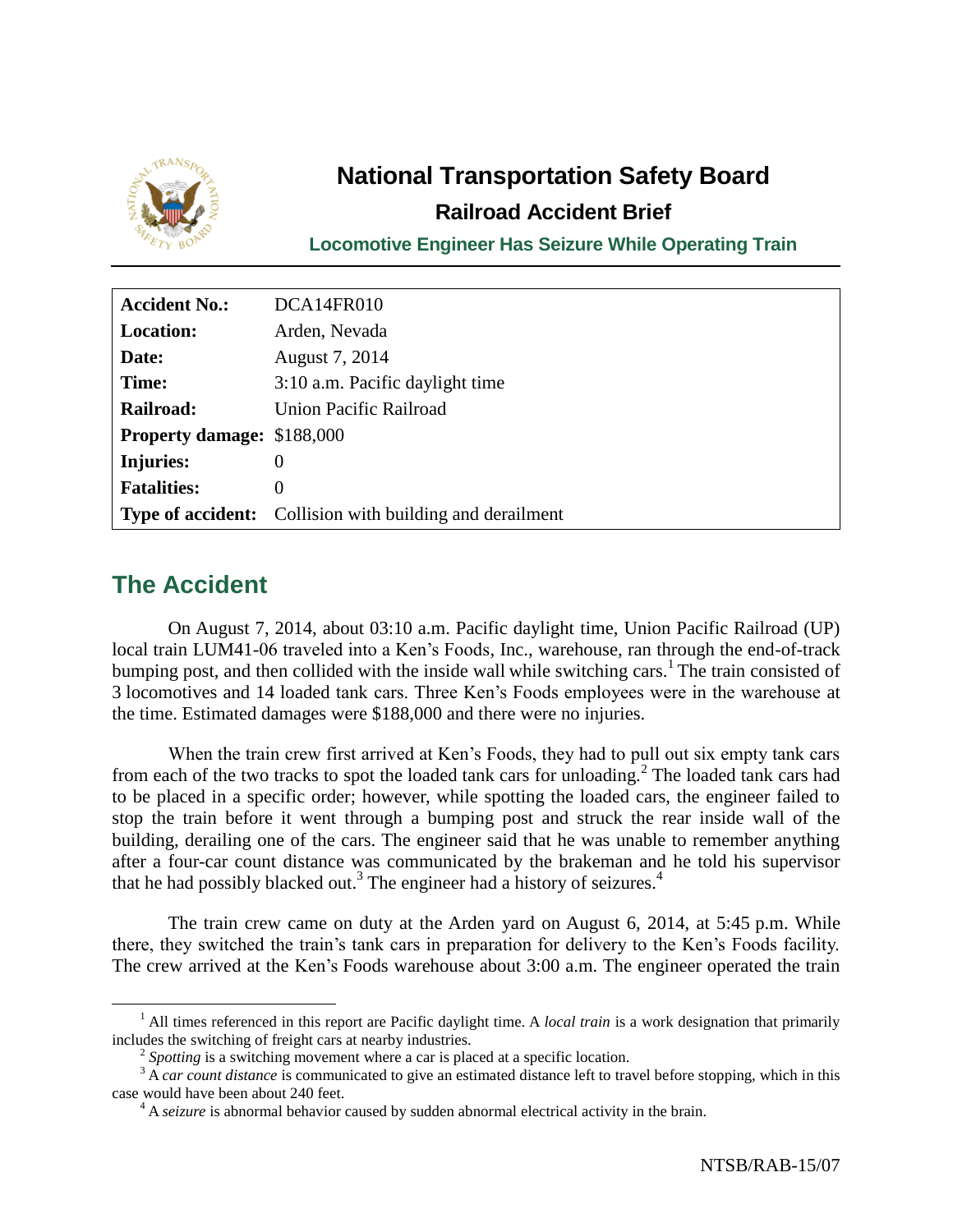# National Transportation Safety Board

## Railroad Accident Brief

### Locomotive Engineer Has Seizure While Operating Train

| | |
|---|---|
| **Accident No.:** | DCA14FR010 |
| **Location:** | Arden, Nevada |
| **Date:** | August 7, 2014 |
| **Time:** | 3:10 a.m. Pacific daylight time |
| **Railroad:** | Union Pacific Railroad |
| **Property damage:** | $188,000 |
| **Injuries:** | 0 |
| **Fatalities:** | 0 |
| **Type of accident:** | Collision with building and derailment |

## The Accident

On August 7, 2014, about 03:10 a.m. Pacific daylight time, Union Pacific Railroad (UP) local train LUM41-06 traveled into a Ken's Foods, Inc., warehouse, ran through the end-of-track bumping post, and then collided with the inside wall while switching cars.[1] The train consisted of 3 locomotives and 14 loaded tank cars. Three Ken's Foods employees were in the warehouse at the time. Estimated damages were $188,000 and there were no injuries.

When the train crew first arrived at Ken's Foods, they had to pull out six empty tank cars from each of the two tracks to spot the loaded tank cars for unloading.[2] The loaded tank cars had to be placed in a specific order; however, while spotting the loaded cars, the engineer failed to stop the train before it went through a bumping post and struck the rear inside wall of the building, derailing one of the cars. The engineer said that he was unable to remember anything after a four-car count distance was communicated by the brakeman and he told his supervisor that he had possibly blacked out.[3] The engineer had a history of seizures.[4]

The train crew came on duty at the Arden yard on August 6, 2014, at 5:45 p.m. While there, they switched the train's tank cars in preparation for delivery to the Ken's Foods facility. The crew arrived at the Ken's Foods warehouse about 3:00 a.m. The engineer operated the train

---

[1] All times referenced in this report are Pacific daylight time. A *local train* is a work designation that primarily includes the switching of freight cars at nearby industries.

[2] *Spotting* is a switching movement where a car is placed at a specific location.

[3] A *car count distance* is communicated to give an estimated distance left to travel before stopping, which in this case would have been about 240 feet.

[4] A *seizure* is abnormal behavior caused by sudden abnormal electrical activity in the brain.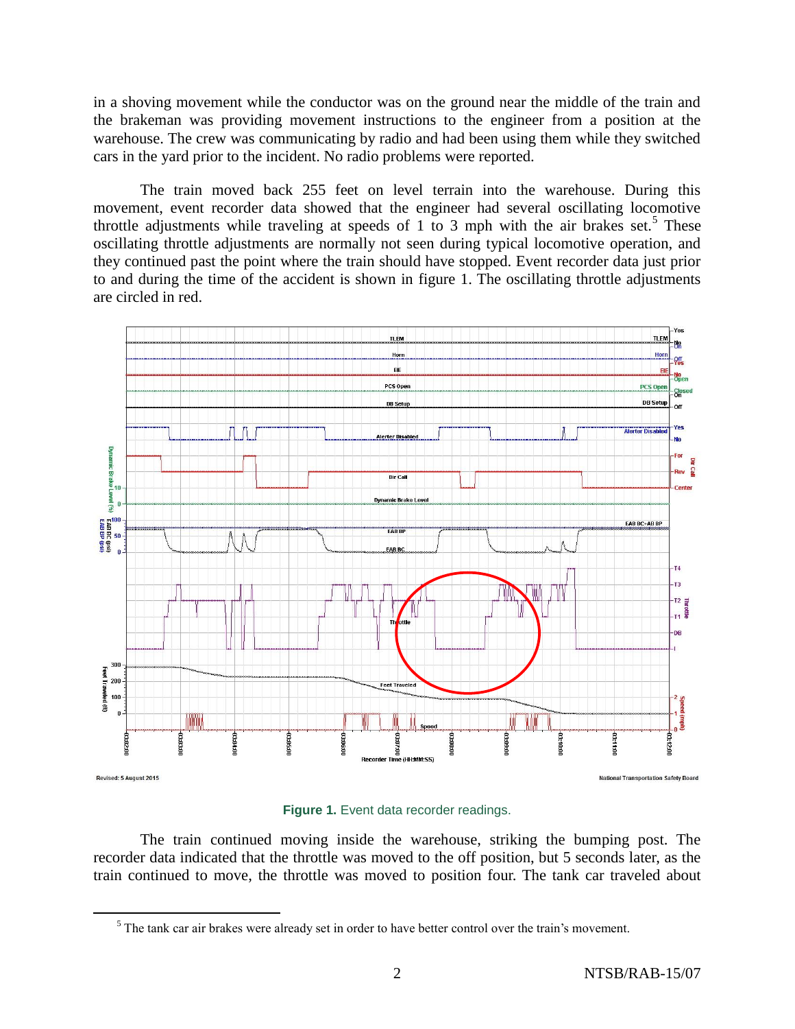in a shoving movement while the conductor was on the ground near the middle of the train and the brakeman was providing movement instructions to the engineer from a position at the warehouse. The crew was communicating by radio and had been using them while they switched cars in the yard prior to the incident. No radio problems were reported.

The train moved back 255 feet on level terrain into the warehouse. During this movement, event recorder data showed that the engineer had several oscillating locomotive throttle adjustments while traveling at speeds of 1 to 3 mph with the air brakes set.[5] These oscillating throttle adjustments are normally not seen during typical locomotive operation, and they continued past the point where the train should have stopped. Event recorder data just prior to and during the time of the accident is shown in figure 1. The oscillating throttle adjustments are circled in red.

**Figure 1.** Event data recorder readings.

The train continued moving inside the warehouse, striking the bumping post. The recorder data indicated that the throttle was moved to the off position, but 5 seconds later, as the train continued to move, the throttle was moved to position four. The tank car traveled about

[5] The tank car air brakes were already set in order to have better control over the train's movement.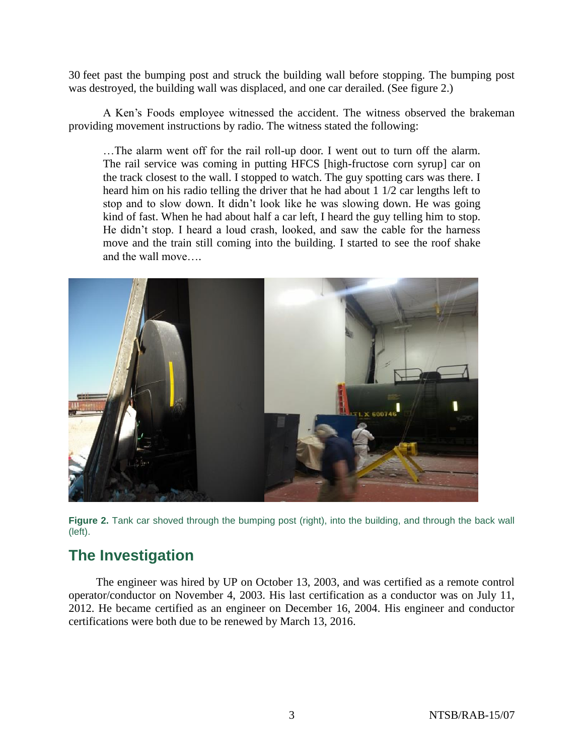30 feet past the bumping post and struck the building wall before stopping. The bumping post was destroyed, the building wall was displaced, and one car derailed. (See figure 2.)

A Ken's Foods employee witnessed the accident. The witness observed the brakeman providing movement instructions by radio. The witness stated the following:

> …The alarm went off for the rail roll-up door. I went out to turn off the alarm. The rail service was coming in putting HFCS [high-fructose corn syrup] car on the track closest to the wall. I stopped to watch. The guy spotting cars was there. I heard him on his radio telling the driver that he had about 1 1/2 car lengths left to stop and to slow down. It didn't look like he was slowing down. He was going kind of fast. When he had about half a car left, I heard the guy telling him to stop. He didn't stop. I heard a loud crash, looked, and saw the cable for the harness move and the train still coming into the building. I started to see the roof shake and the wall move….

**Figure 2.** Tank car shoved through the bumping post (right), into the building, and through the back wall (left).

## The Investigation

The engineer was hired by UP on October 13, 2003, and was certified as a remote control operator/conductor on November 4, 2003. His last certification as a conductor was on July 11, 2012. He became certified as an engineer on December 16, 2004. His engineer and conductor certifications were both due to be renewed by March 13, 2016.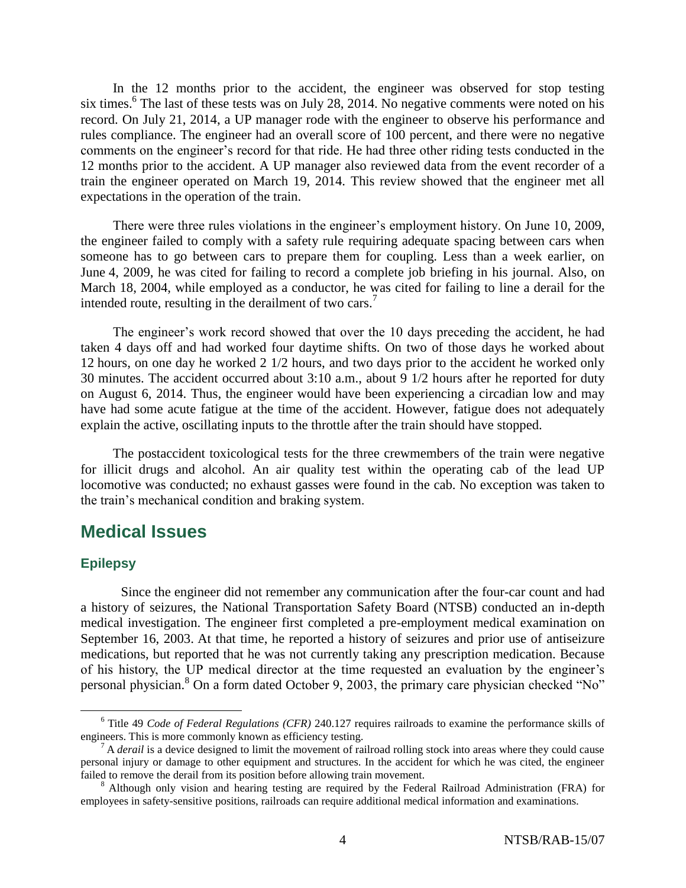In the 12 months prior to the accident, the engineer was observed for stop testing six times.[6] The last of these tests was on July 28, 2014. No negative comments were noted on his record. On July 21, 2014, a UP manager rode with the engineer to observe his performance and rules compliance. The engineer had an overall score of 100 percent, and there were no negative comments on the engineer's record for that ride. He had three other riding tests conducted in the 12 months prior to the accident. A UP manager also reviewed data from the event recorder of a train the engineer operated on March 19, 2014. This review showed that the engineer met all expectations in the operation of the train.

There were three rules violations in the engineer's employment history. On June 10, 2009, the engineer failed to comply with a safety rule requiring adequate spacing between cars when someone has to go between cars to prepare them for coupling. Less than a week earlier, on June 4, 2009, he was cited for failing to record a complete job briefing in his journal. Also, on March 18, 2004, while employed as a conductor, he was cited for failing to line a derail for the intended route, resulting in the derailment of two cars.[7]

The engineer's work record showed that over the 10 days preceding the accident, he had taken 4 days off and had worked four daytime shifts. On two of those days he worked about 12 hours, on one day he worked 2 1/2 hours, and two days prior to the accident he worked only 30 minutes. The accident occurred about 3:10 a.m., about 9 1/2 hours after he reported for duty on August 6, 2014. Thus, the engineer would have been experiencing a circadian low and may have had some acute fatigue at the time of the accident. However, fatigue does not adequately explain the active, oscillating inputs to the throttle after the train should have stopped.

The postaccident toxicological tests for the three crewmembers of the train were negative for illicit drugs and alcohol. An air quality test within the operating cab of the lead UP locomotive was conducted; no exhaust gasses were found in the cab. No exception was taken to the train's mechanical condition and braking system.

## Medical Issues

### Epilepsy

Since the engineer did not remember any communication after the four-car count and had a history of seizures, the National Transportation Safety Board (NTSB) conducted an in-depth medical investigation. The engineer first completed a pre-employment medical examination on September 16, 2003. At that time, he reported a history of seizures and prior use of antiseizure medications, but reported that he was not currently taking any prescription medication. Because of his history, the UP medical director at the time requested an evaluation by the engineer's personal physician.[8] On a form dated October 9, 2003, the primary care physician checked "No"

---

[6] Title 49 *Code of Federal Regulations (CFR)* 240.127 requires railroads to examine the performance skills of engineers. This is more commonly known as efficiency testing.

[7] A *derail* is a device designed to limit the movement of railroad rolling stock into areas where they could cause personal injury or damage to other equipment and structures. In the accident for which he was cited, the engineer failed to remove the derail from its position before allowing train movement.

[8] Although only vision and hearing testing are required by the Federal Railroad Administration (FRA) for employees in safety-sensitive positions, railroads can require additional medical information and examinations.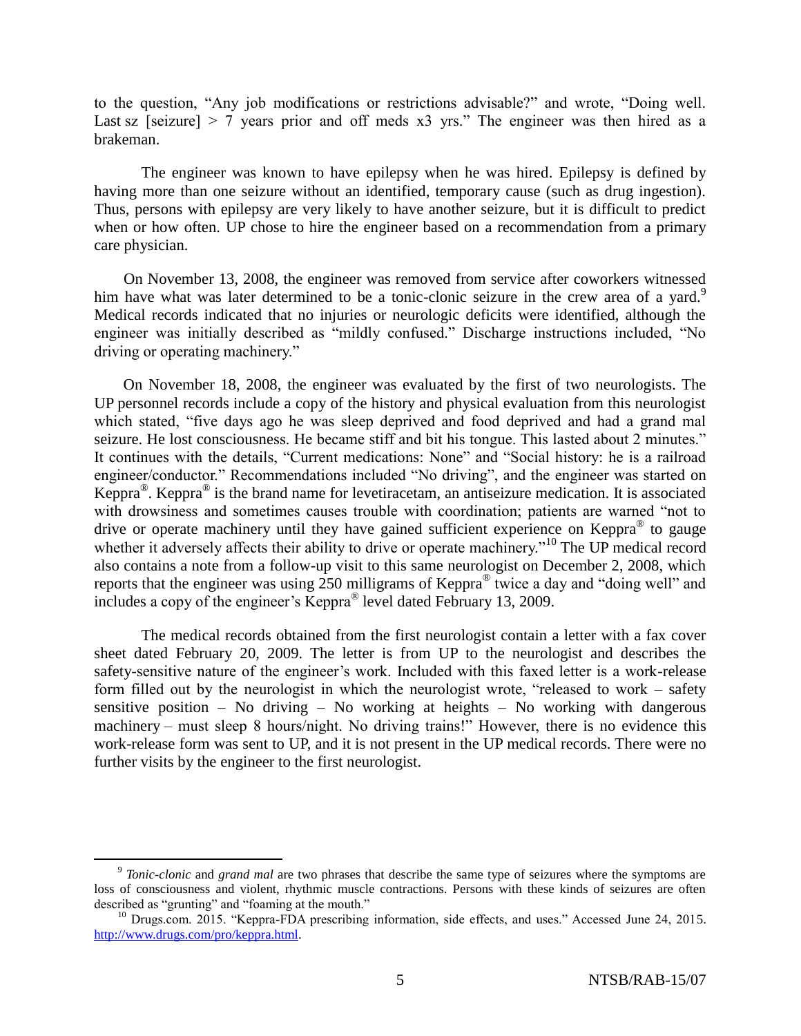to the question, "Any job modifications or restrictions advisable?" and wrote, "Doing well. Last sz [seizure] > 7 years prior and off meds x3 yrs." The engineer was then hired as a brakeman.

The engineer was known to have epilepsy when he was hired. Epilepsy is defined by having more than one seizure without an identified, temporary cause (such as drug ingestion). Thus, persons with epilepsy are very likely to have another seizure, but it is difficult to predict when or how often. UP chose to hire the engineer based on a recommendation from a primary care physician.

On November 13, 2008, the engineer was removed from service after coworkers witnessed him have what was later determined to be a tonic-clonic seizure in the crew area of a yard.[9] Medical records indicated that no injuries or neurologic deficits were identified, although the engineer was initially described as "mildly confused." Discharge instructions included, "No driving or operating machinery."

On November 18, 2008, the engineer was evaluated by the first of two neurologists. The UP personnel records include a copy of the history and physical evaluation from this neurologist which stated, "five days ago he was sleep deprived and food deprived and had a grand mal seizure. He lost consciousness. He became stiff and bit his tongue. This lasted about 2 minutes." It continues with the details, "Current medications: None" and "Social history: he is a railroad engineer/conductor." Recommendations included "No driving", and the engineer was started on Keppra®. Keppra® is the brand name for levetiracetam, an antiseizure medication. It is associated with drowsiness and sometimes causes trouble with coordination; patients are warned "not to drive or operate machinery until they have gained sufficient experience on Keppra® to gauge whether it adversely affects their ability to drive or operate machinery."[10] The UP medical record also contains a note from a follow-up visit to this same neurologist on December 2, 2008, which reports that the engineer was using 250 milligrams of Keppra® twice a day and "doing well" and includes a copy of the engineer's Keppra® level dated February 13, 2009.

The medical records obtained from the first neurologist contain a letter with a fax cover sheet dated February 20, 2009. The letter is from UP to the neurologist and describes the safety-sensitive nature of the engineer's work. Included with this faxed letter is a work-release form filled out by the neurologist in which the neurologist wrote, "released to work – safety sensitive position – No driving – No working at heights – No working with dangerous machinery – must sleep 8 hours/night. No driving trains!" However, there is no evidence this work-release form was sent to UP, and it is not present in the UP medical records. There were no further visits by the engineer to the first neurologist.

---

[9] *Tonic-clonic* and *grand mal* are two phrases that describe the same type of seizures where the symptoms are loss of consciousness and violent, rhythmic muscle contractions. Persons with these kinds of seizures are often described as "grunting" and "foaming at the mouth."

[10] Drugs.com. 2015. "Keppra-FDA prescribing information, side effects, and uses." Accessed June 24, 2015. http://www.drugs.com/pro/keppra.html.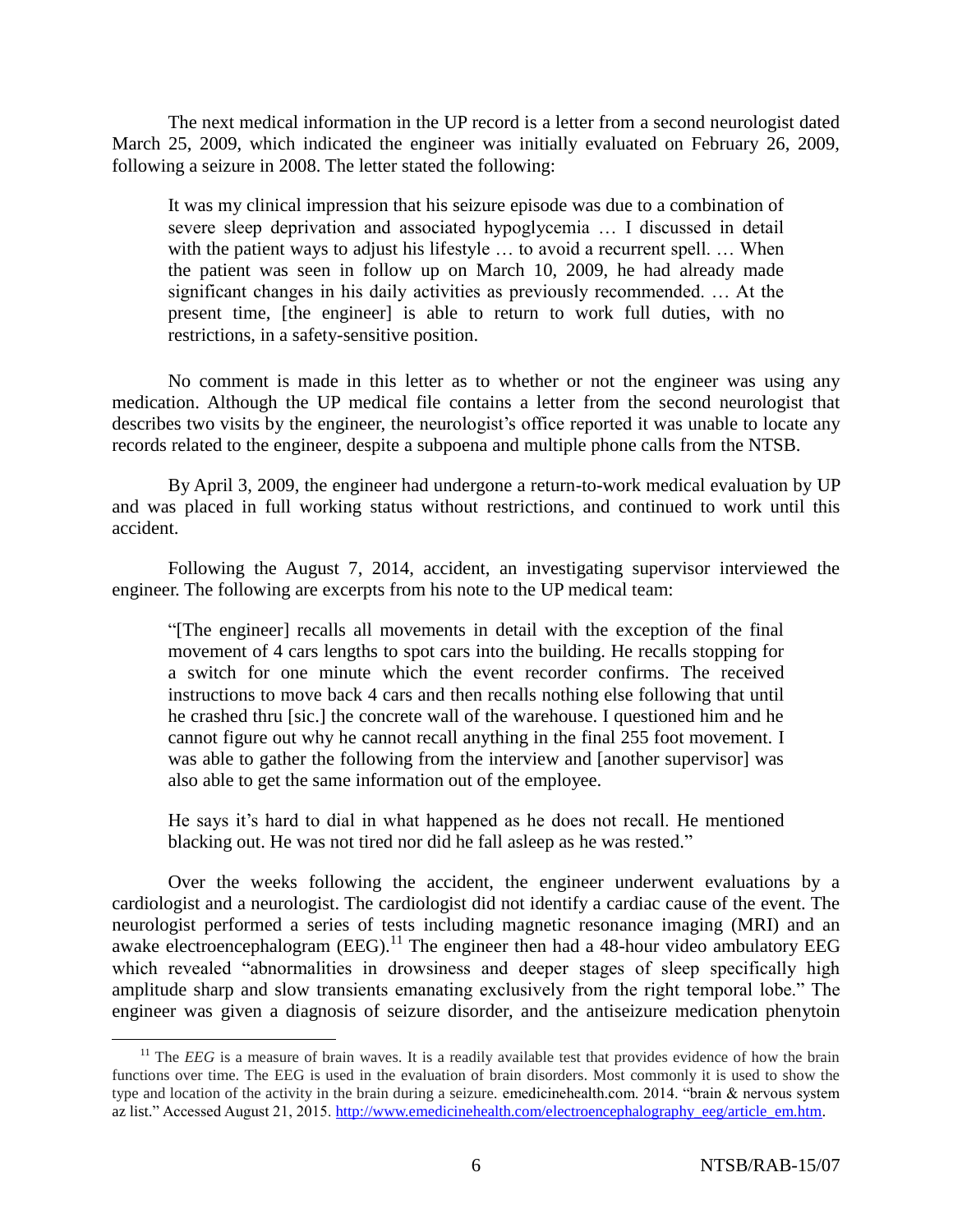The next medical information in the UP record is a letter from a second neurologist dated March 25, 2009, which indicated the engineer was initially evaluated on February 26, 2009, following a seizure in 2008. The letter stated the following:

> It was my clinical impression that his seizure episode was due to a combination of severe sleep deprivation and associated hypoglycemia … I discussed in detail with the patient ways to adjust his lifestyle … to avoid a recurrent spell. … When the patient was seen in follow up on March 10, 2009, he had already made significant changes in his daily activities as previously recommended. … At the present time, [the engineer] is able to return to work full duties, with no restrictions, in a safety-sensitive position.

No comment is made in this letter as to whether or not the engineer was using any medication. Although the UP medical file contains a letter from the second neurologist that describes two visits by the engineer, the neurologist's office reported it was unable to locate any records related to the engineer, despite a subpoena and multiple phone calls from the NTSB.

By April 3, 2009, the engineer had undergone a return-to-work medical evaluation by UP and was placed in full working status without restrictions, and continued to work until this accident.

Following the August 7, 2014, accident, an investigating supervisor interviewed the engineer. The following are excerpts from his note to the UP medical team:

> "[The engineer] recalls all movements in detail with the exception of the final movement of 4 cars lengths to spot cars into the building. He recalls stopping for a switch for one minute which the event recorder confirms. The received instructions to move back 4 cars and then recalls nothing else following that until he crashed thru [sic.] the concrete wall of the warehouse. I questioned him and he cannot figure out why he cannot recall anything in the final 255 foot movement. I was able to gather the following from the interview and [another supervisor] was also able to get the same information out of the employee.
>
> He says it's hard to dial in what happened as he does not recall. He mentioned blacking out. He was not tired nor did he fall asleep as he was rested."

Over the weeks following the accident, the engineer underwent evaluations by a cardiologist and a neurologist. The cardiologist did not identify a cardiac cause of the event. The neurologist performed a series of tests including magnetic resonance imaging (MRI) and an awake electroencephalogram (EEG).[11] The engineer then had a 48-hour video ambulatory EEG which revealed "abnormalities in drowsiness and deeper stages of sleep specifically high amplitude sharp and slow transients emanating exclusively from the right temporal lobe." The engineer was given a diagnosis of seizure disorder, and the antiseizure medication phenytoin

[11] The *EEG* is a measure of brain waves. It is a readily available test that provides evidence of how the brain functions over time. The EEG is used in the evaluation of brain disorders. Most commonly it is used to show the type and location of the activity in the brain during a seizure. emedicinehealth.com. 2014. "brain & nervous system az list." Accessed August 21, 2015. http://www.emedicinehealth.com/electroencephalography_eeg/article_em.htm.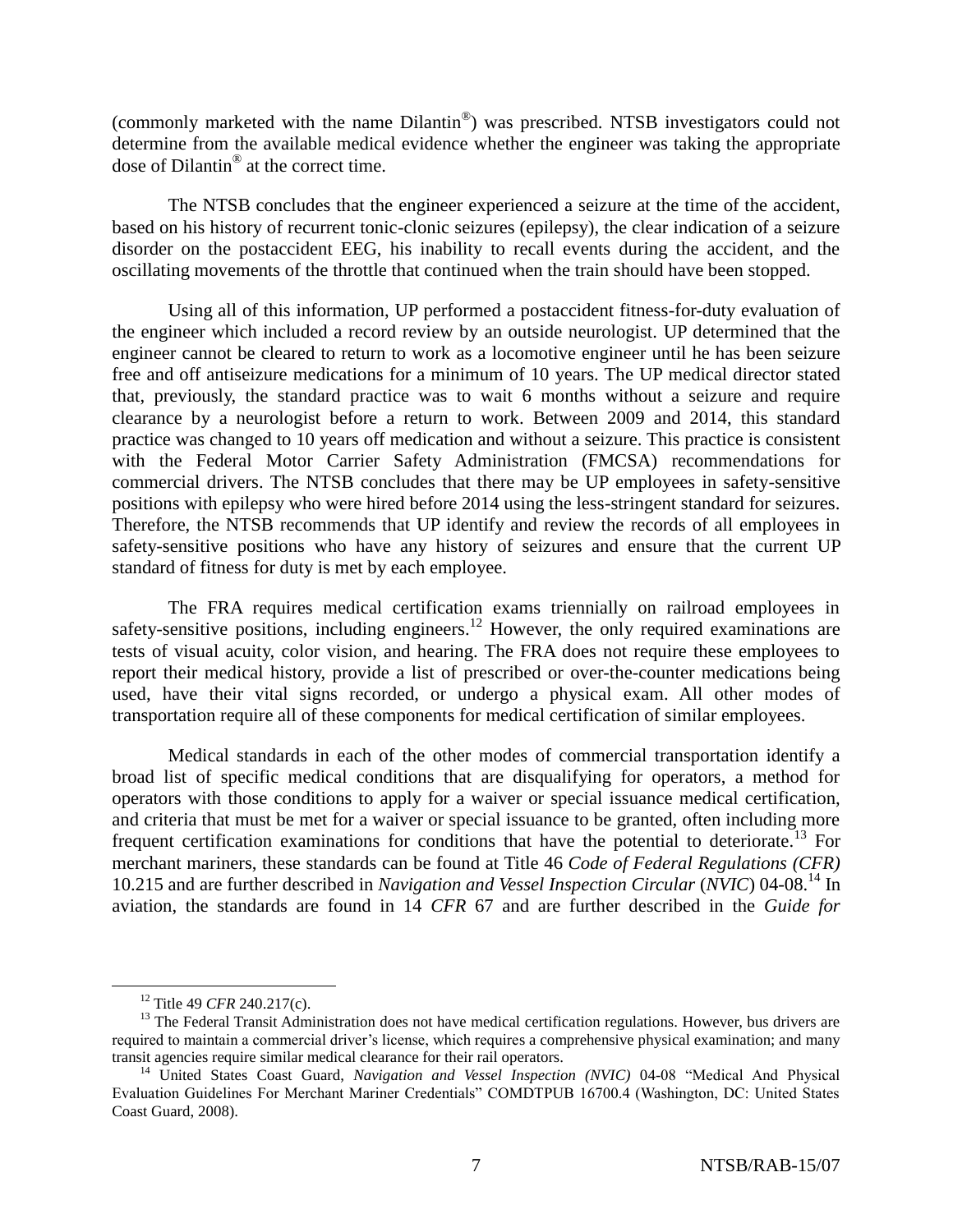(commonly marketed with the name Dilantin®) was prescribed. NTSB investigators could not determine from the available medical evidence whether the engineer was taking the appropriate dose of Dilantin® at the correct time.

The NTSB concludes that the engineer experienced a seizure at the time of the accident, based on his history of recurrent tonic-clonic seizures (epilepsy), the clear indication of a seizure disorder on the postaccident EEG, his inability to recall events during the accident, and the oscillating movements of the throttle that continued when the train should have been stopped.

Using all of this information, UP performed a postaccident fitness-for-duty evaluation of the engineer which included a record review by an outside neurologist. UP determined that the engineer cannot be cleared to return to work as a locomotive engineer until he has been seizure free and off antiseizure medications for a minimum of 10 years. The UP medical director stated that, previously, the standard practice was to wait 6 months without a seizure and require clearance by a neurologist before a return to work. Between 2009 and 2014, this standard practice was changed to 10 years off medication and without a seizure. This practice is consistent with the Federal Motor Carrier Safety Administration (FMCSA) recommendations for commercial drivers. The NTSB concludes that there may be UP employees in safety-sensitive positions with epilepsy who were hired before 2014 using the less-stringent standard for seizures. Therefore, the NTSB recommends that UP identify and review the records of all employees in safety-sensitive positions who have any history of seizures and ensure that the current UP standard of fitness for duty is met by each employee.

The FRA requires medical certification exams triennially on railroad employees in safety-sensitive positions, including engineers.[12] However, the only required examinations are tests of visual acuity, color vision, and hearing. The FRA does not require these employees to report their medical history, provide a list of prescribed or over-the-counter medications being used, have their vital signs recorded, or undergo a physical exam. All other modes of transportation require all of these components for medical certification of similar employees.

Medical standards in each of the other modes of commercial transportation identify a broad list of specific medical conditions that are disqualifying for operators, a method for operators with those conditions to apply for a waiver or special issuance medical certification, and criteria that must be met for a waiver or special issuance to be granted, often including more frequent certification examinations for conditions that have the potential to deteriorate.[13] For merchant mariners, these standards can be found at Title 46 *Code of Federal Regulations (CFR)* 10.215 and are further described in *Navigation and Vessel Inspection Circular* (*NVIC*) 04-08.[14] In aviation, the standards are found in 14 *CFR* 67 and are further described in the *Guide for*

---

[12] Title 49 *CFR* 240.217(c).

[13] The Federal Transit Administration does not have medical certification regulations. However, bus drivers are required to maintain a commercial driver's license, which requires a comprehensive physical examination; and many transit agencies require similar medical clearance for their rail operators.

[14] United States Coast Guard, *Navigation and Vessel Inspection (NVIC)* 04-08 "Medical And Physical Evaluation Guidelines For Merchant Mariner Credentials" COMDTPUB 16700.4 (Washington, DC: United States Coast Guard, 2008).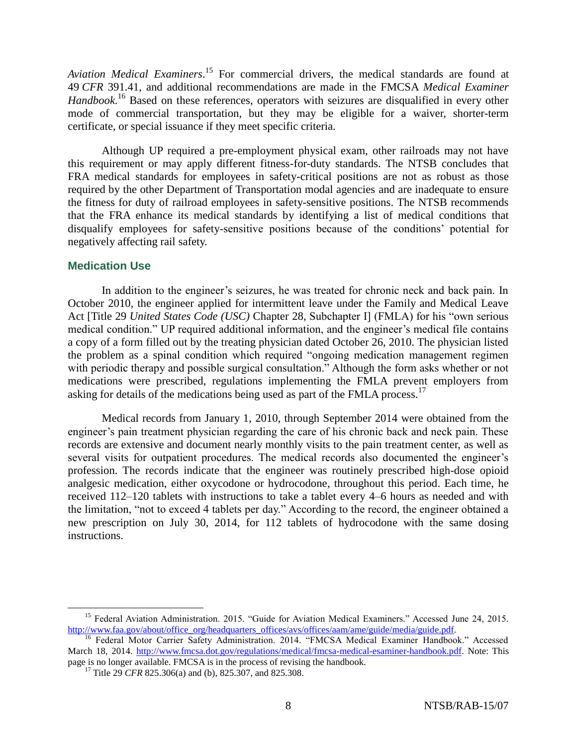*Aviation Medical Examiners*.[15] For commercial drivers, the medical standards are found at 49 *CFR* 391.41, and additional recommendations are made in the FMCSA *Medical Examiner Handbook.*[16] Based on these references, operators with seizures are disqualified in every other mode of commercial transportation, but they may be eligible for a waiver, shorter-term certificate, or special issuance if they meet specific criteria.

Although UP required a pre-employment physical exam, other railroads may not have this requirement or may apply different fitness-for-duty standards. The NTSB concludes that FRA medical standards for employees in safety-critical positions are not as robust as those required by the other Department of Transportation modal agencies and are inadequate to ensure the fitness for duty of railroad employees in safety-sensitive positions. The NTSB recommends that the FRA enhance its medical standards by identifying a list of medical conditions that disqualify employees for safety-sensitive positions because of the conditions' potential for negatively affecting rail safety.

### Medication Use

In addition to the engineer's seizures, he was treated for chronic neck and back pain. In October 2010, the engineer applied for intermittent leave under the Family and Medical Leave Act [Title 29 *United States Code (USC)* Chapter 28, Subchapter I] (FMLA) for his "own serious medical condition." UP required additional information, and the engineer's medical file contains a copy of a form filled out by the treating physician dated October 26, 2010. The physician listed the problem as a spinal condition which required "ongoing medication management regimen with periodic therapy and possible surgical consultation." Although the form asks whether or not medications were prescribed, regulations implementing the FMLA prevent employers from asking for details of the medications being used as part of the FMLA process.[17]

Medical records from January 1, 2010, through September 2014 were obtained from the engineer's pain treatment physician regarding the care of his chronic back and neck pain. These records are extensive and document nearly monthly visits to the pain treatment center, as well as several visits for outpatient procedures. The medical records also documented the engineer's profession. The records indicate that the engineer was routinely prescribed high-dose opioid analgesic medication, either oxycodone or hydrocodone, throughout this period. Each time, he received 112–120 tablets with instructions to take a tablet every 4–6 hours as needed and with the limitation, "not to exceed 4 tablets per day." According to the record, the engineer obtained a new prescription on July 30, 2014, for 112 tablets of hydrocodone with the same dosing instructions.

---

[15] Federal Aviation Administration. 2015. "Guide for Aviation Medical Examiners." Accessed June 24, 2015. http://www.faa.gov/about/office_org/headquarters_offices/avs/offices/aam/ame/guide/media/guide.pdf.

[16] Federal Motor Carrier Safety Administration. 2014. "FMCSA Medical Examiner Handbook." Accessed March 18, 2014. http://www.fmcsa.dot.gov/regulations/medical/fmcsa-medical-esaminer-handbook.pdf. Note: This page is no longer available. FMCSA is in the process of revising the handbook.

[17] Title 29 *CFR* 825.306(a) and (b), 825.307, and 825.308.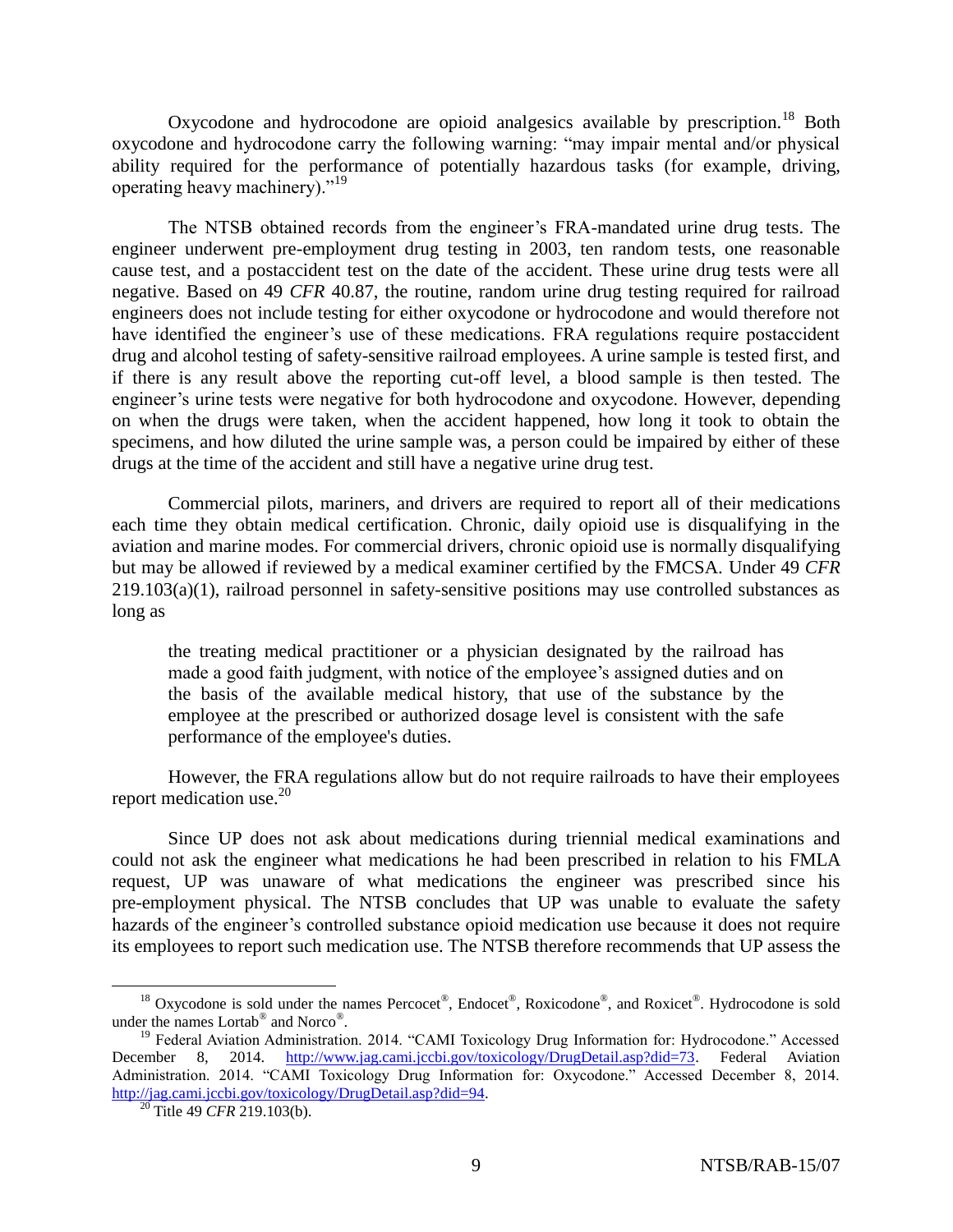Oxycodone and hydrocodone are opioid analgesics available by prescription.[18] Both oxycodone and hydrocodone carry the following warning: "may impair mental and/or physical ability required for the performance of potentially hazardous tasks (for example, driving, operating heavy machinery)."[19]

The NTSB obtained records from the engineer's FRA-mandated urine drug tests. The engineer underwent pre-employment drug testing in 2003, ten random tests, one reasonable cause test, and a postaccident test on the date of the accident. These urine drug tests were all negative. Based on 49 *CFR* 40.87, the routine, random urine drug testing required for railroad engineers does not include testing for either oxycodone or hydrocodone and would therefore not have identified the engineer's use of these medications. FRA regulations require postaccident drug and alcohol testing of safety-sensitive railroad employees. A urine sample is tested first, and if there is any result above the reporting cut-off level, a blood sample is then tested. The engineer's urine tests were negative for both hydrocodone and oxycodone. However, depending on when the drugs were taken, when the accident happened, how long it took to obtain the specimens, and how diluted the urine sample was, a person could be impaired by either of these drugs at the time of the accident and still have a negative urine drug test.

Commercial pilots, mariners, and drivers are required to report all of their medications each time they obtain medical certification. Chronic, daily opioid use is disqualifying in the aviation and marine modes. For commercial drivers, chronic opioid use is normally disqualifying but may be allowed if reviewed by a medical examiner certified by the FMCSA. Under 49 *CFR* 219.103(a)(1), railroad personnel in safety-sensitive positions may use controlled substances as long as

> the treating medical practitioner or a physician designated by the railroad has made a good faith judgment, with notice of the employee's assigned duties and on the basis of the available medical history, that use of the substance by the employee at the prescribed or authorized dosage level is consistent with the safe performance of the employee's duties.

However, the FRA regulations allow but do not require railroads to have their employees report medication use.[20]

Since UP does not ask about medications during triennial medical examinations and could not ask the engineer what medications he had been prescribed in relation to his FMLA request, UP was unaware of what medications the engineer was prescribed since his pre-employment physical. The NTSB concludes that UP was unable to evaluate the safety hazards of the engineer's controlled substance opioid medication use because it does not require its employees to report such medication use. The NTSB therefore recommends that UP assess the

---

[18] Oxycodone is sold under the names Percocet®, Endocet®, Roxicodone®, and Roxicet®. Hydrocodone is sold under the names Lortab® and Norco®.

[19] Federal Aviation Administration. 2014. "CAMI Toxicology Drug Information for: Hydrocodone." Accessed December 8, 2014. http://www.jag.cami.jccbi.gov/toxicology/DrugDetail.asp?did=73. Federal Aviation Administration. 2014. "CAMI Toxicology Drug Information for: Oxycodone." Accessed December 8, 2014. http://jag.cami.jccbi.gov/toxicology/DrugDetail.asp?did=94.

[20] Title 49 *CFR* 219.103(b).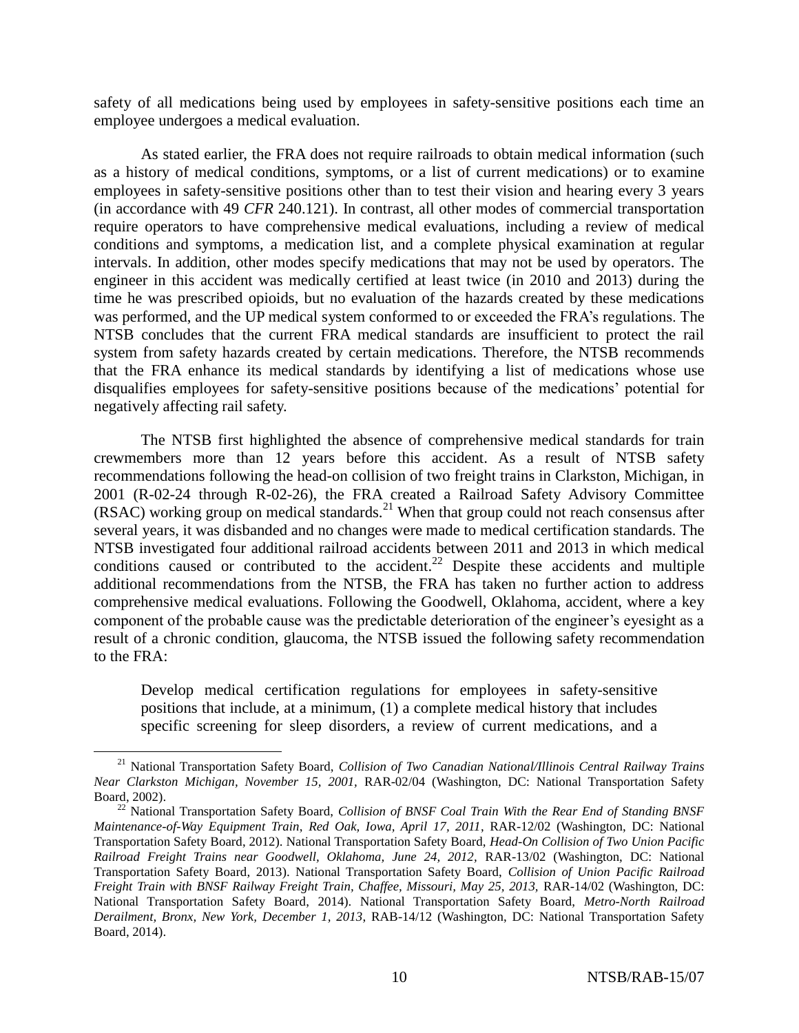safety of all medications being used by employees in safety-sensitive positions each time an employee undergoes a medical evaluation.

As stated earlier, the FRA does not require railroads to obtain medical information (such as a history of medical conditions, symptoms, or a list of current medications) or to examine employees in safety-sensitive positions other than to test their vision and hearing every 3 years (in accordance with 49 *CFR* 240.121). In contrast, all other modes of commercial transportation require operators to have comprehensive medical evaluations, including a review of medical conditions and symptoms, a medication list, and a complete physical examination at regular intervals. In addition, other modes specify medications that may not be used by operators. The engineer in this accident was medically certified at least twice (in 2010 and 2013) during the time he was prescribed opioids, but no evaluation of the hazards created by these medications was performed, and the UP medical system conformed to or exceeded the FRA's regulations. The NTSB concludes that the current FRA medical standards are insufficient to protect the rail system from safety hazards created by certain medications. Therefore, the NTSB recommends that the FRA enhance its medical standards by identifying a list of medications whose use disqualifies employees for safety-sensitive positions because of the medications' potential for negatively affecting rail safety.

The NTSB first highlighted the absence of comprehensive medical standards for train crewmembers more than 12 years before this accident. As a result of NTSB safety recommendations following the head-on collision of two freight trains in Clarkston, Michigan, in 2001 (R-02-24 through R-02-26), the FRA created a Railroad Safety Advisory Committee (RSAC) working group on medical standards.[21] When that group could not reach consensus after several years, it was disbanded and no changes were made to medical certification standards. The NTSB investigated four additional railroad accidents between 2011 and 2013 in which medical conditions caused or contributed to the accident.[22] Despite these accidents and multiple additional recommendations from the NTSB, the FRA has taken no further action to address comprehensive medical evaluations. Following the Goodwell, Oklahoma, accident, where a key component of the probable cause was the predictable deterioration of the engineer's eyesight as a result of a chronic condition, glaucoma, the NTSB issued the following safety recommendation to the FRA:

> Develop medical certification regulations for employees in safety-sensitive positions that include, at a minimum, (1) a complete medical history that includes specific screening for sleep disorders, a review of current medications, and a

---

[21] National Transportation Safety Board, *Collision of Two Canadian National/Illinois Central Railway Trains Near Clarkston Michigan, November 15, 2001,* RAR-02/04 (Washington, DC: National Transportation Safety Board, 2002).

[22] National Transportation Safety Board, *Collision of BNSF Coal Train With the Rear End of Standing BNSF Maintenance-of-Way Equipment Train, Red Oak, Iowa, April 17, 2011*, RAR-12/02 (Washington, DC: National Transportation Safety Board, 2012). National Transportation Safety Board, *Head-On Collision of Two Union Pacific Railroad Freight Trains near Goodwell, Oklahoma, June 24, 2012*, RAR-13/02 (Washington, DC: National Transportation Safety Board, 2013). National Transportation Safety Board, *Collision of Union Pacific Railroad Freight Train with BNSF Railway Freight Train, Chaffee, Missouri, May 25, 2013,* RAR-14/02 (Washington, DC: National Transportation Safety Board, 2014). National Transportation Safety Board, *Metro-North Railroad Derailment, Bronx, New York, December 1, 2013*, RAB-14/12 (Washington, DC: National Transportation Safety Board, 2014).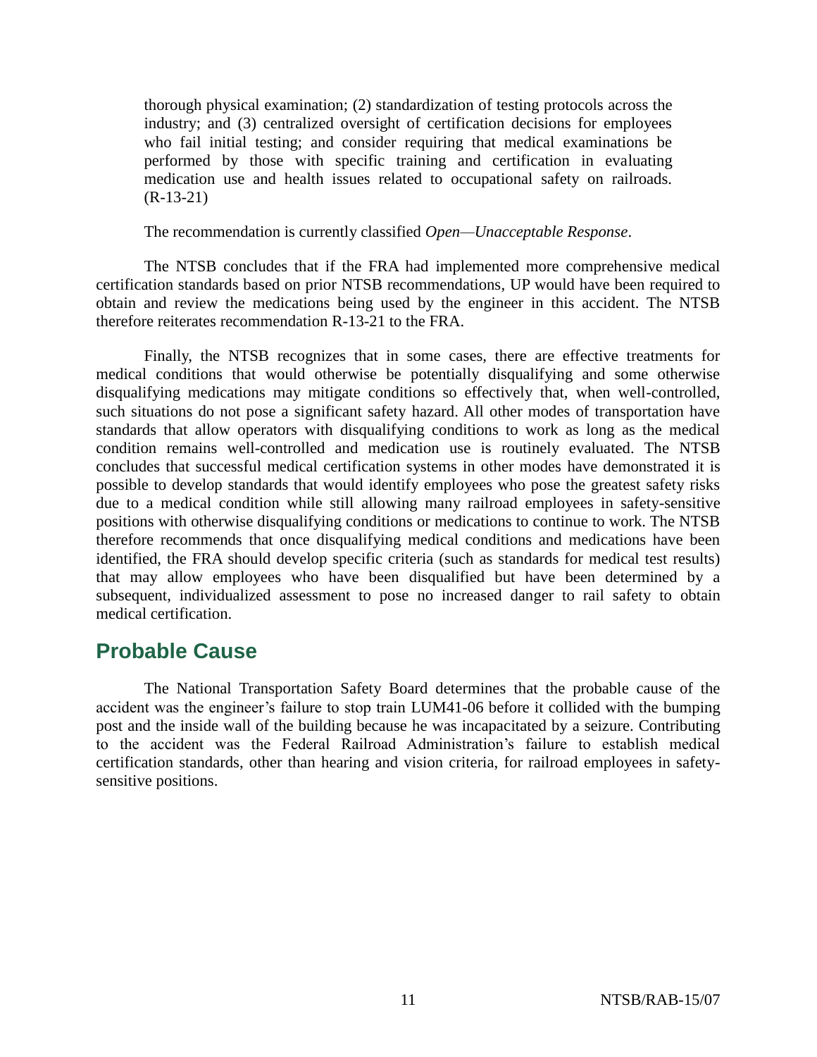> thorough physical examination; (2) standardization of testing protocols across the industry; and (3) centralized oversight of certification decisions for employees who fail initial testing; and consider requiring that medical examinations be performed by those with specific training and certification in evaluating medication use and health issues related to occupational safety on railroads. (R-13-21)
>
> The recommendation is currently classified *Open—Unacceptable Response*.

The NTSB concludes that if the FRA had implemented more comprehensive medical certification standards based on prior NTSB recommendations, UP would have been required to obtain and review the medications being used by the engineer in this accident. The NTSB therefore reiterates recommendation R-13-21 to the FRA.

Finally, the NTSB recognizes that in some cases, there are effective treatments for medical conditions that would otherwise be potentially disqualifying and some otherwise disqualifying medications may mitigate conditions so effectively that, when well-controlled, such situations do not pose a significant safety hazard. All other modes of transportation have standards that allow operators with disqualifying conditions to work as long as the medical condition remains well-controlled and medication use is routinely evaluated. The NTSB concludes that successful medical certification systems in other modes have demonstrated it is possible to develop standards that would identify employees who pose the greatest safety risks due to a medical condition while still allowing many railroad employees in safety-sensitive positions with otherwise disqualifying conditions or medications to continue to work. The NTSB therefore recommends that once disqualifying medical conditions and medications have been identified, the FRA should develop specific criteria (such as standards for medical test results) that may allow employees who have been disqualified but have been determined by a subsequent, individualized assessment to pose no increased danger to rail safety to obtain medical certification.

## Probable Cause

The National Transportation Safety Board determines that the probable cause of the accident was the engineer's failure to stop train LUM41-06 before it collided with the bumping post and the inside wall of the building because he was incapacitated by a seizure. Contributing to the accident was the Federal Railroad Administration's failure to establish medical certification standards, other than hearing and vision criteria, for railroad employees in safety-sensitive positions.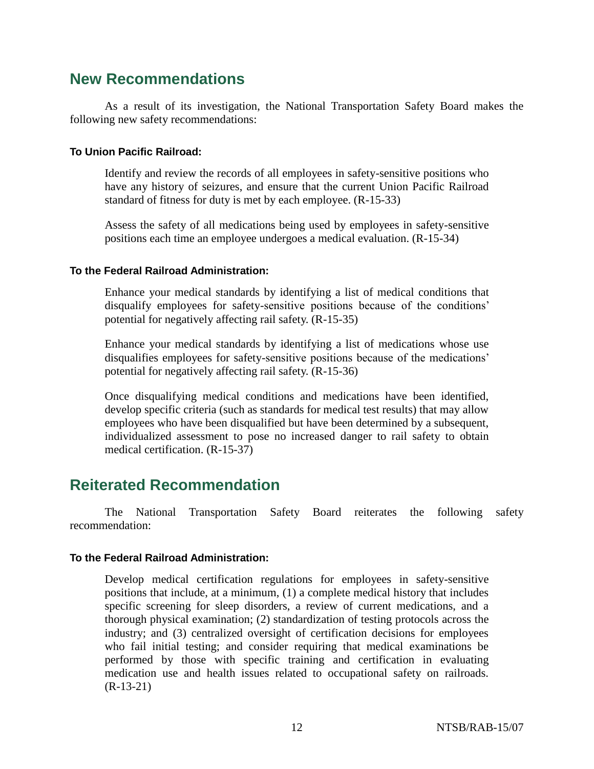## New Recommendations

As a result of its investigation, the National Transportation Safety Board makes the following new safety recommendations:

#### To Union Pacific Railroad:

Identify and review the records of all employees in safety-sensitive positions who have any history of seizures, and ensure that the current Union Pacific Railroad standard of fitness for duty is met by each employee. (R-15-33)

Assess the safety of all medications being used by employees in safety-sensitive positions each time an employee undergoes a medical evaluation. (R-15-34)

#### To the Federal Railroad Administration:

Enhance your medical standards by identifying a list of medical conditions that disqualify employees for safety-sensitive positions because of the conditions' potential for negatively affecting rail safety. (R-15-35)

Enhance your medical standards by identifying a list of medications whose use disqualifies employees for safety-sensitive positions because of the medications' potential for negatively affecting rail safety. (R-15-36)

Once disqualifying medical conditions and medications have been identified, develop specific criteria (such as standards for medical test results) that may allow employees who have been disqualified but have been determined by a subsequent, individualized assessment to pose no increased danger to rail safety to obtain medical certification. (R-15-37)

## Reiterated Recommendation

The National Transportation Safety Board reiterates the following safety recommendation:

#### To the Federal Railroad Administration:

Develop medical certification regulations for employees in safety-sensitive positions that include, at a minimum, (1) a complete medical history that includes specific screening for sleep disorders, a review of current medications, and a thorough physical examination; (2) standardization of testing protocols across the industry; and (3) centralized oversight of certification decisions for employees who fail initial testing; and consider requiring that medical examinations be performed by those with specific training and certification in evaluating medication use and health issues related to occupational safety on railroads. (R-13-21)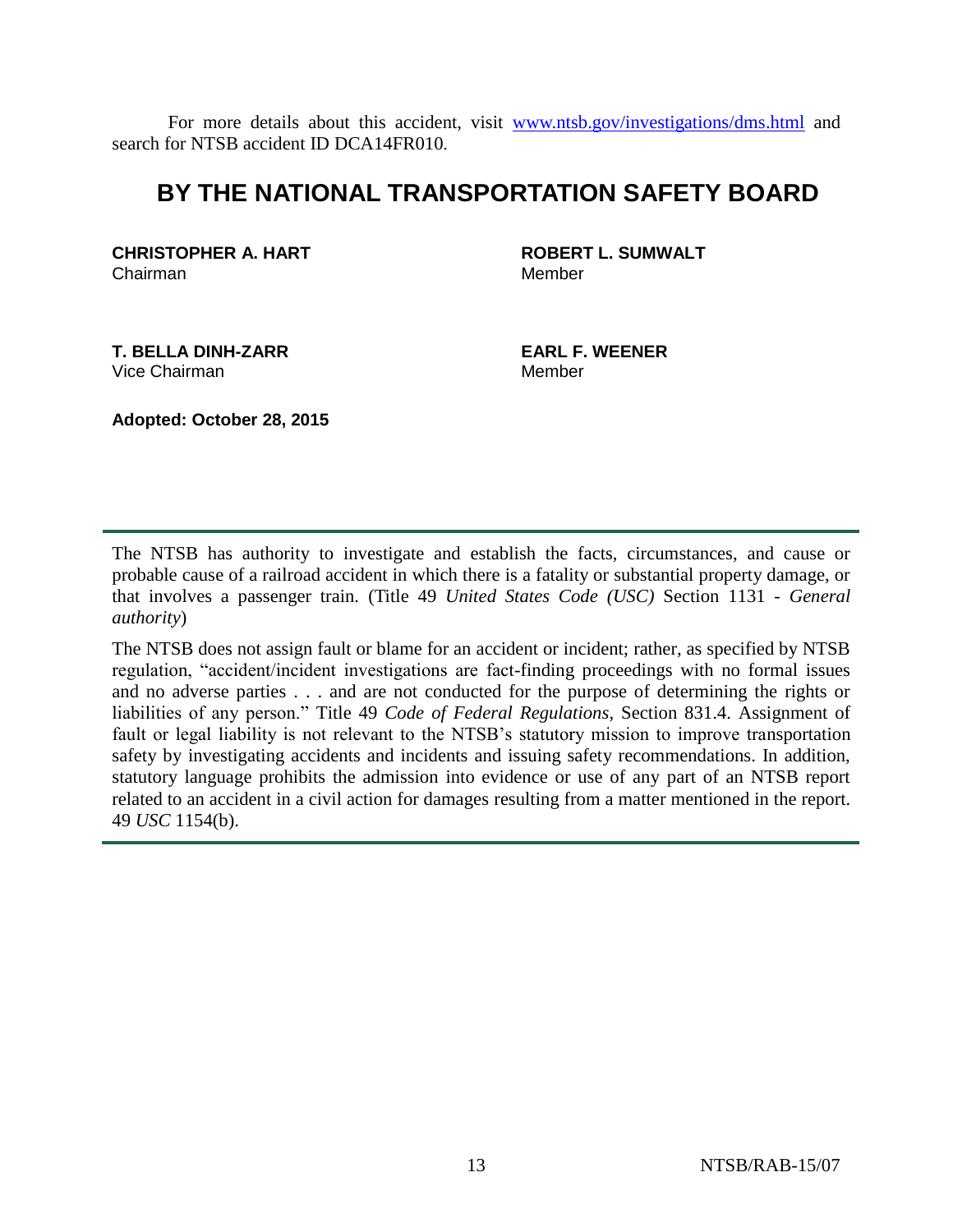For more details about this accident, visit [www.ntsb.gov/investigations/dms.html](http://www.ntsb.gov/investigations/dms.html) and search for NTSB accident ID DCA14FR010.

## BY THE NATIONAL TRANSPORTATION SAFETY BOARD

**CHRISTOPHER A. HART**
Chairman

**ROBERT L. SUMWALT**
Member

**T. BELLA DINH-ZARR**
Vice Chairman

**EARL F. WEENER**
Member

**Adopted: October 28, 2015**

---

The NTSB has authority to investigate and establish the facts, circumstances, and cause or probable cause of a railroad accident in which there is a fatality or substantial property damage, or that involves a passenger train. (Title 49 *United States Code (USC)* Section 1131 - *General authority*)

The NTSB does not assign fault or blame for an accident or incident; rather, as specified by NTSB regulation, "accident/incident investigations are fact-finding proceedings with no formal issues and no adverse parties . . . and are not conducted for the purpose of determining the rights or liabilities of any person." Title 49 *Code of Federal Regulations*, Section 831.4. Assignment of fault or legal liability is not relevant to the NTSB's statutory mission to improve transportation safety by investigating accidents and incidents and issuing safety recommendations. In addition, statutory language prohibits the admission into evidence or use of any part of an NTSB report related to an accident in a civil action for damages resulting from a matter mentioned in the report. 49 *USC* 1154(b).

---